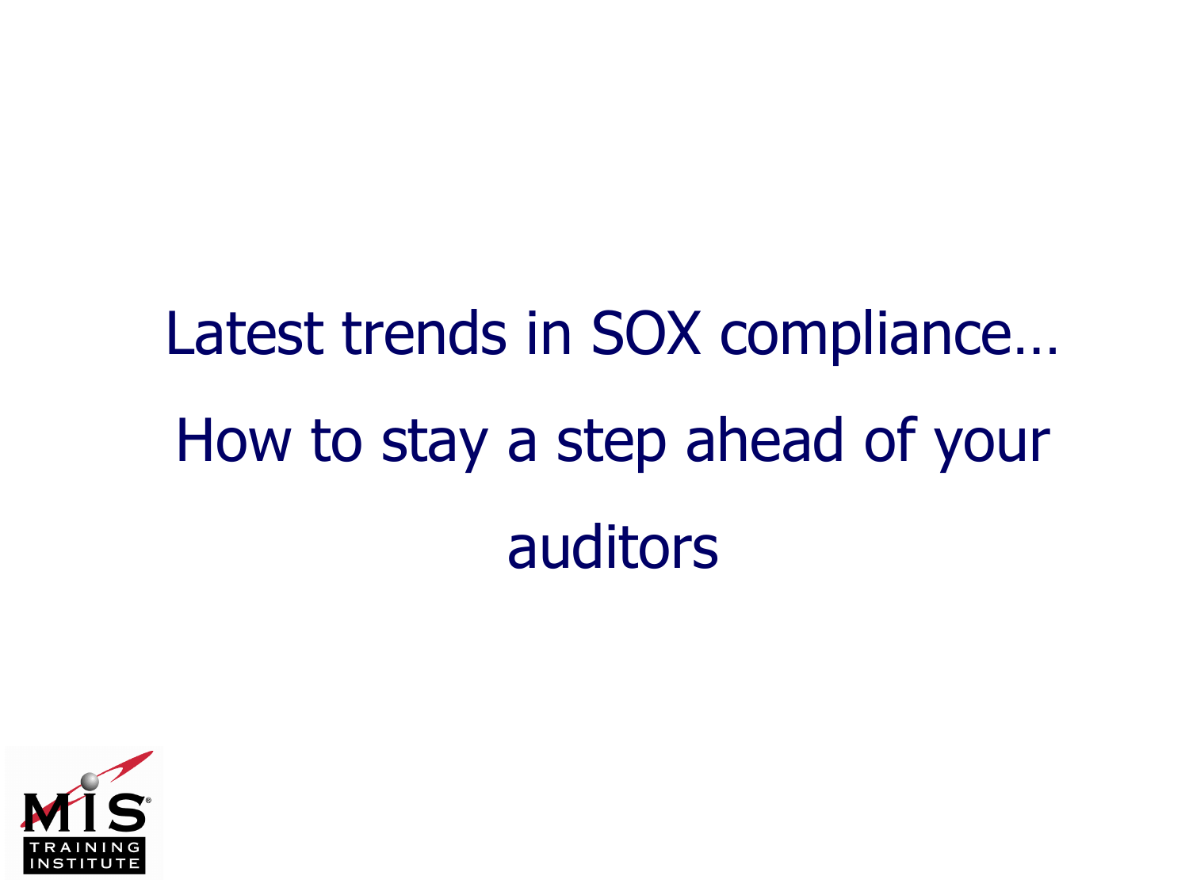# Latest trends in SOX compliance… How to stay a step ahead of your auditors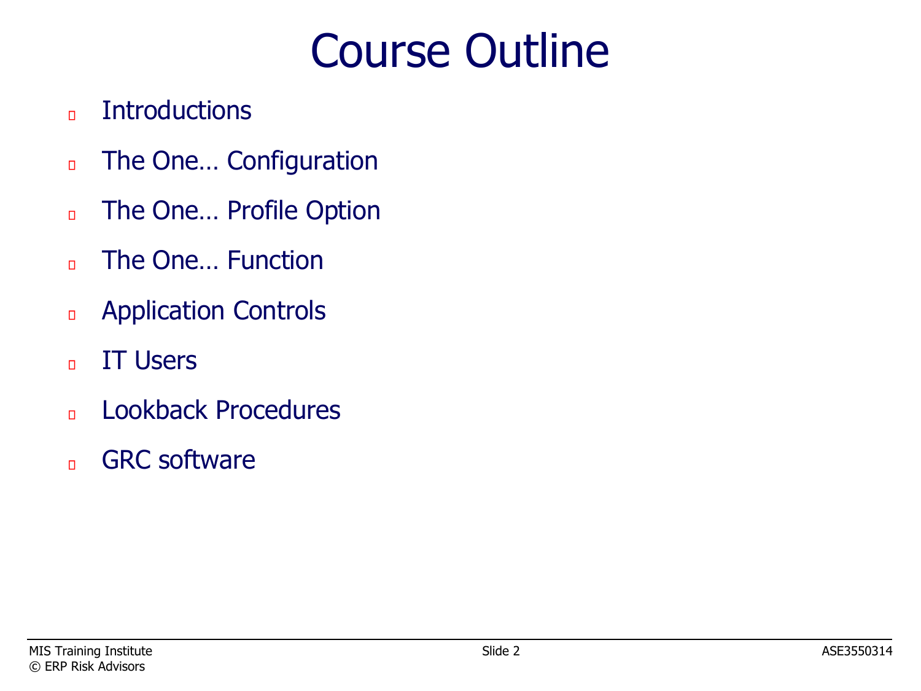# Course Outline

- Introductions
- The One… Configuration
- The One… Profile Option
- The One… Function
- Application Controls
- IT Users
- Lookback Procedures
- GRC software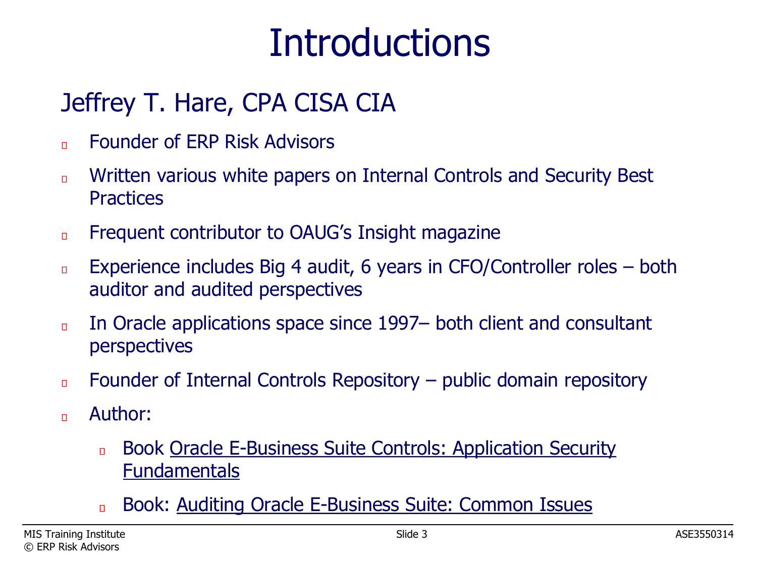# Introductions

## Jeffrey T. Hare, CPA CISA CIA

- Founder of ERP Risk Advisors
- Written various white papers on Internal Controls and Security Best Practices
- Frequent contributor to OAUG's Insight magazine
- Experience includes Big 4 audit, 6 years in CFO/Controller roles – both auditor and audited perspectives
- In Oracle applications space since 1997– both client and consultant perspectives
- Founder of Internal Controls Repository – public domain repository
- Author:
  - Book Oracle E-Business Suite Controls: Application Security Fundamentals
  - Book: Auditing Oracle E-Business Suite: Common Issues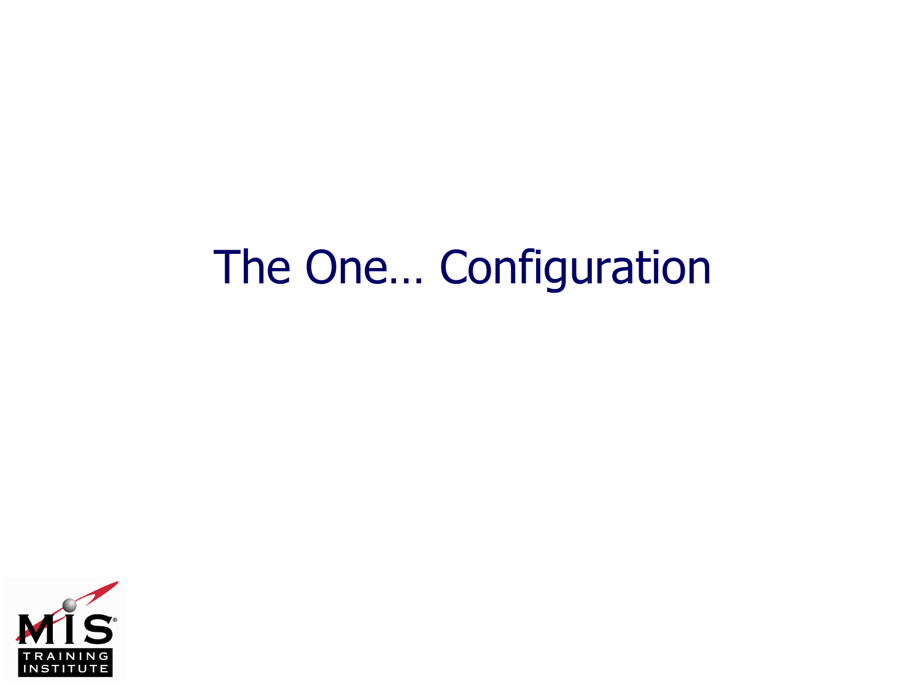# The One… Configuration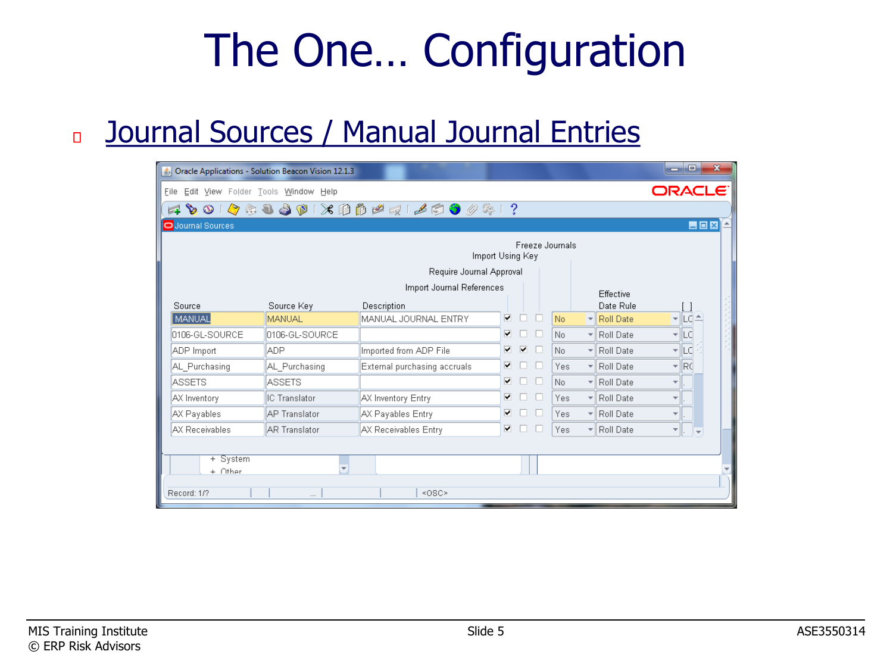# The One… Configuration

- Journal Sources / Manual Journal Entries

Oracle Applications - Solution Beacon Vision 12.1.3

File Edit View Folder Tools Window Help

Journal Sources

| Source | Source Key | Description | Import Journal References | Require Journal Approval | Import Using Key | Freeze Journals | Effective Date Rule | [ ] |
|---|---|---|---|---|---|---|---|---|
| MANUAL | MANUAL | MANUAL JOURNAL ENTRY | ☑ | ☐ | ☐ | No | Roll Date | LC |
| 0106-GL-SOURCE | 0106-GL-SOURCE | | ☑ | ☐ | ☐ | No | Roll Date | LC |
| ADP Import | ADP | Imported from ADP File | ☑ | ☑ | ☐ | No | Roll Date | LC |
| AL_Purchasing | AL_Purchasing | External purchasing accruals | ☑ | ☐ | ☐ | Yes | Roll Date | RC |
| ASSETS | ASSETS | | ☑ | ☐ | ☐ | No | Roll Date | |
| AX Inventory | IC Translator | AX Inventory Entry | ☑ | ☐ | ☐ | Yes | Roll Date | |
| AX Payables | AP Translator | AX Payables Entry | ☑ | ☐ | ☐ | Yes | Roll Date | |
| AX Receivables | AR Translator | AX Receivables Entry | ☑ | ☐ | ☐ | Yes | Roll Date | |

+ System
+ Other

Record: 1/? <OSC>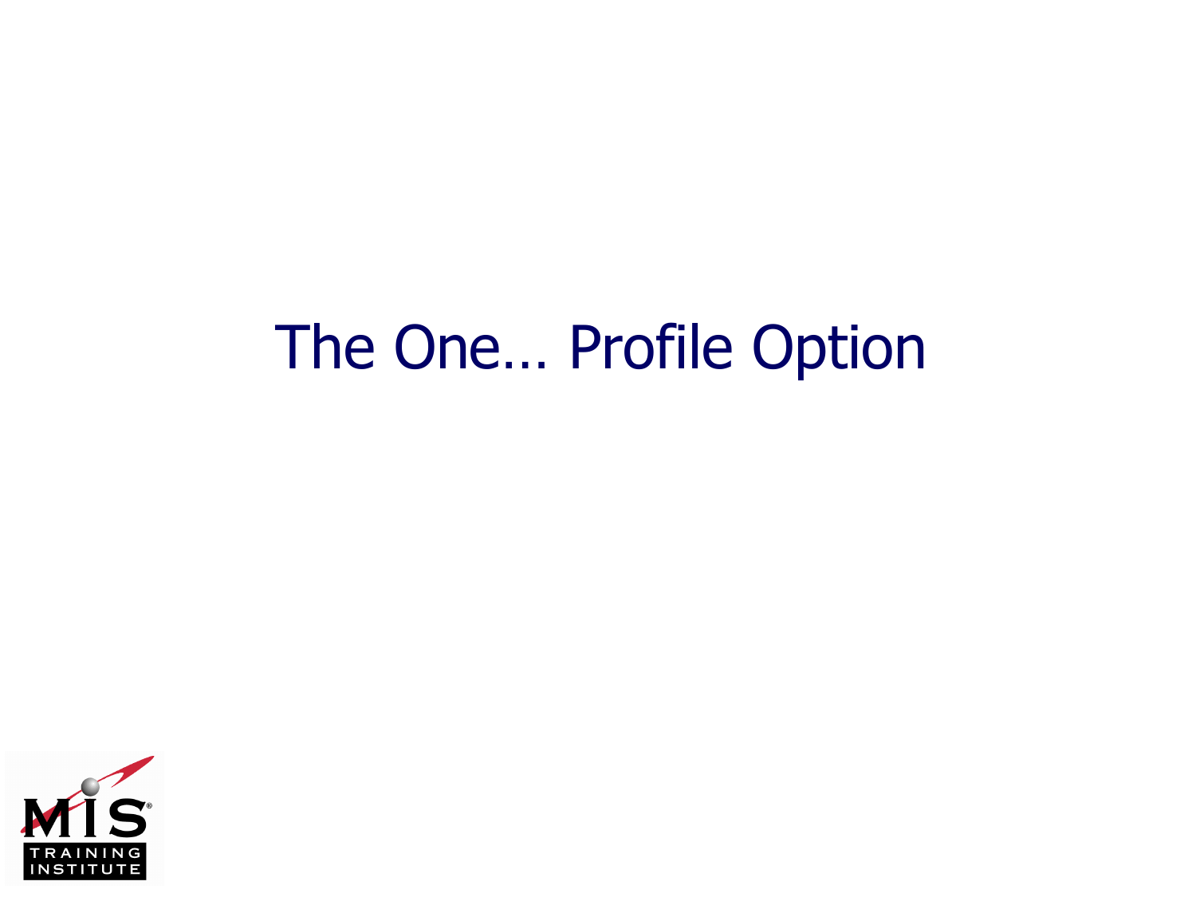# The One… Profile Option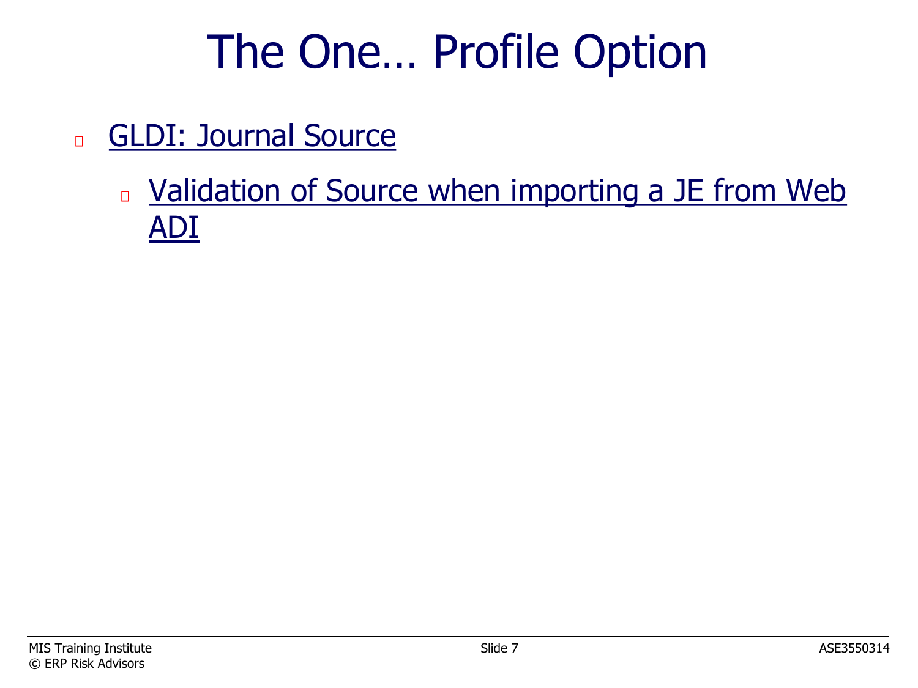# The One… Profile Option

- GLDI: Journal Source
  - Validation of Source when importing a JE from Web ADI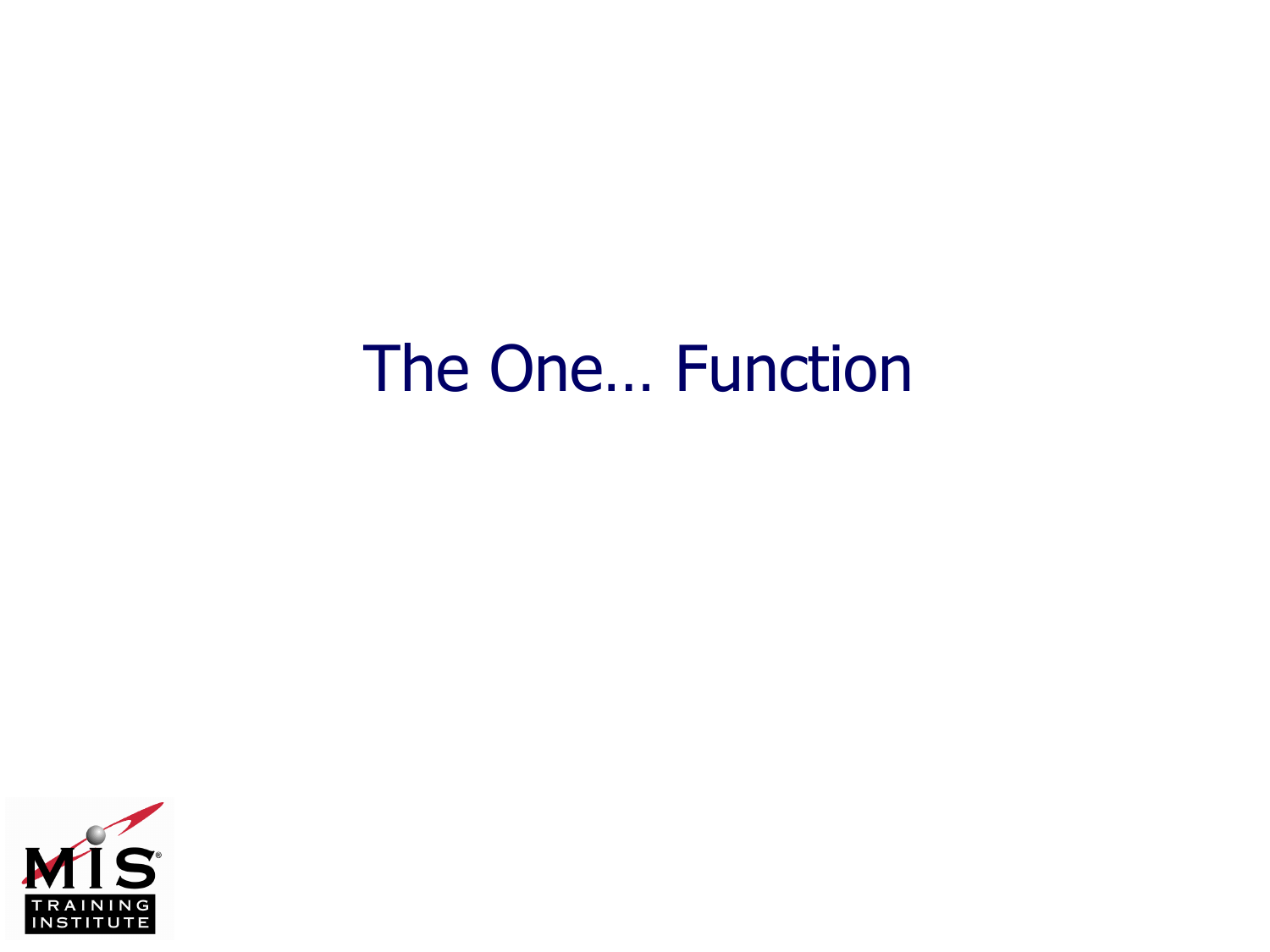# The One… Function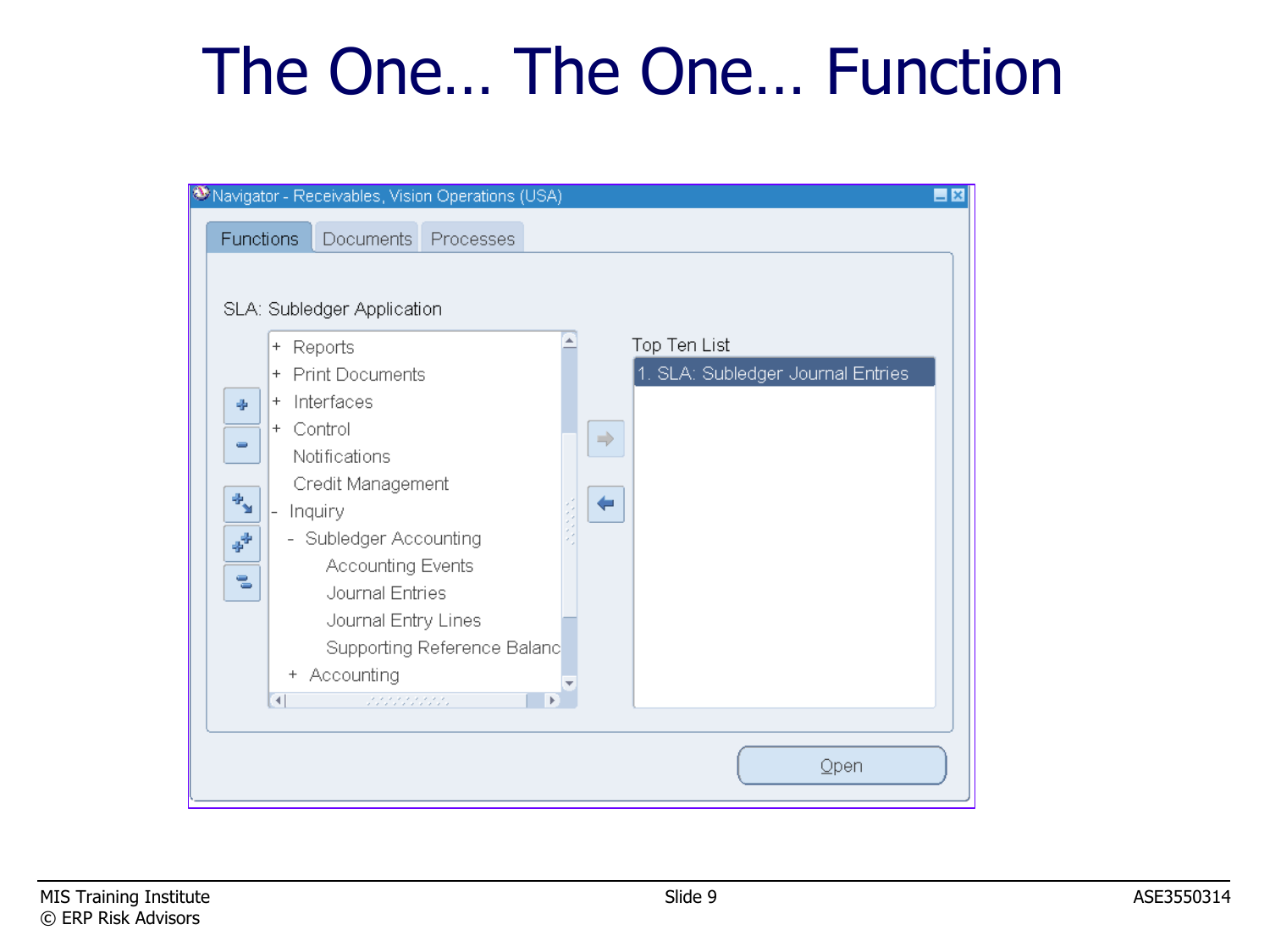# The One… The One… Function

Navigator - Receivables, Vision Operations (USA)

Functions | Documents | Processes

SLA: Subledger Application

- + Reports
- + Print Documents
- + Interfaces
- + Control
- Notifications
- Credit Management
- - Inquiry
  - - Subledger Accounting
    - Accounting Events
    - Journal Entries
    - Journal Entry Lines
    - Supporting Reference Balanc
  - + Accounting

Top Ten List

1. SLA: Subledger Journal Entries

Open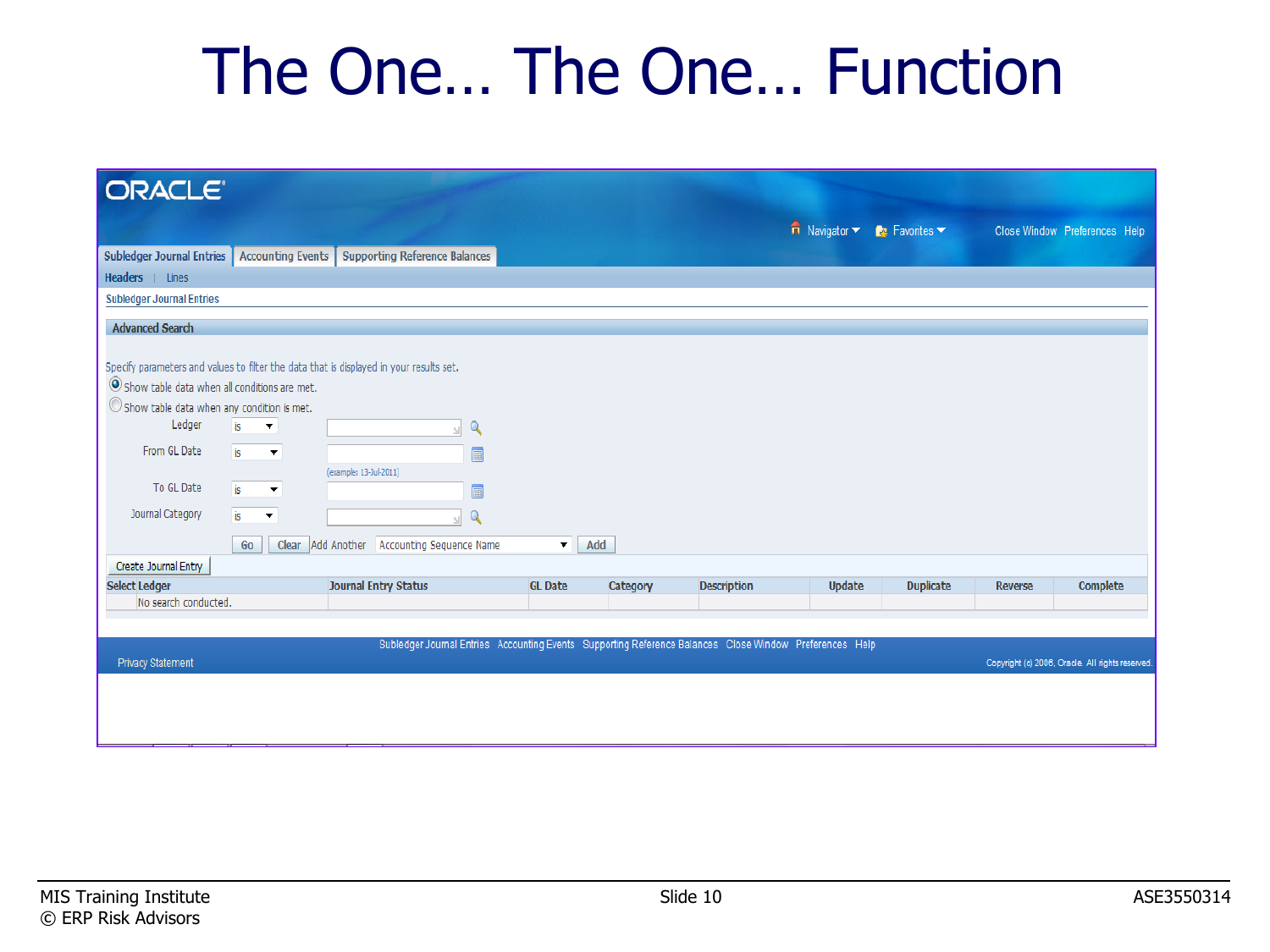# The One… The One… Function

ORACLE

Navigator | Favorites | Close Window | Preferences | Help

Subledger Journal Entries | Accounting Events | Supporting Reference Balances

Headers | Lines

Subledger Journal Entries

## Advanced Search

Specify parameters and values to filter the data that is displayed in your results set.

- Show table data when all conditions are met.
- Show table data when any condition is met.

Ledger: is

From GL Date: is

(example: 13-Jul-2011)

To GL Date: is

Journal Category: is

Go | Clear | Add Another: Accounting Sequence Name | Add

Create Journal Entry

| Select Ledger | Journal Entry Status | GL Date | Category | Description | Update | Duplicate | Reverse | Complete |
|---|---|---|---|---|---|---|---|---|
| No search conducted. | | | | | | | | |

Subledger Journal Entries | Accounting Events | Supporting Reference Balances | Close Window | Preferences | Help

Privacy Statement

Copyright (c) 2006, Oracle. All rights reserved.

MIS Training Institute
© ERP Risk Advisors

ASE3550314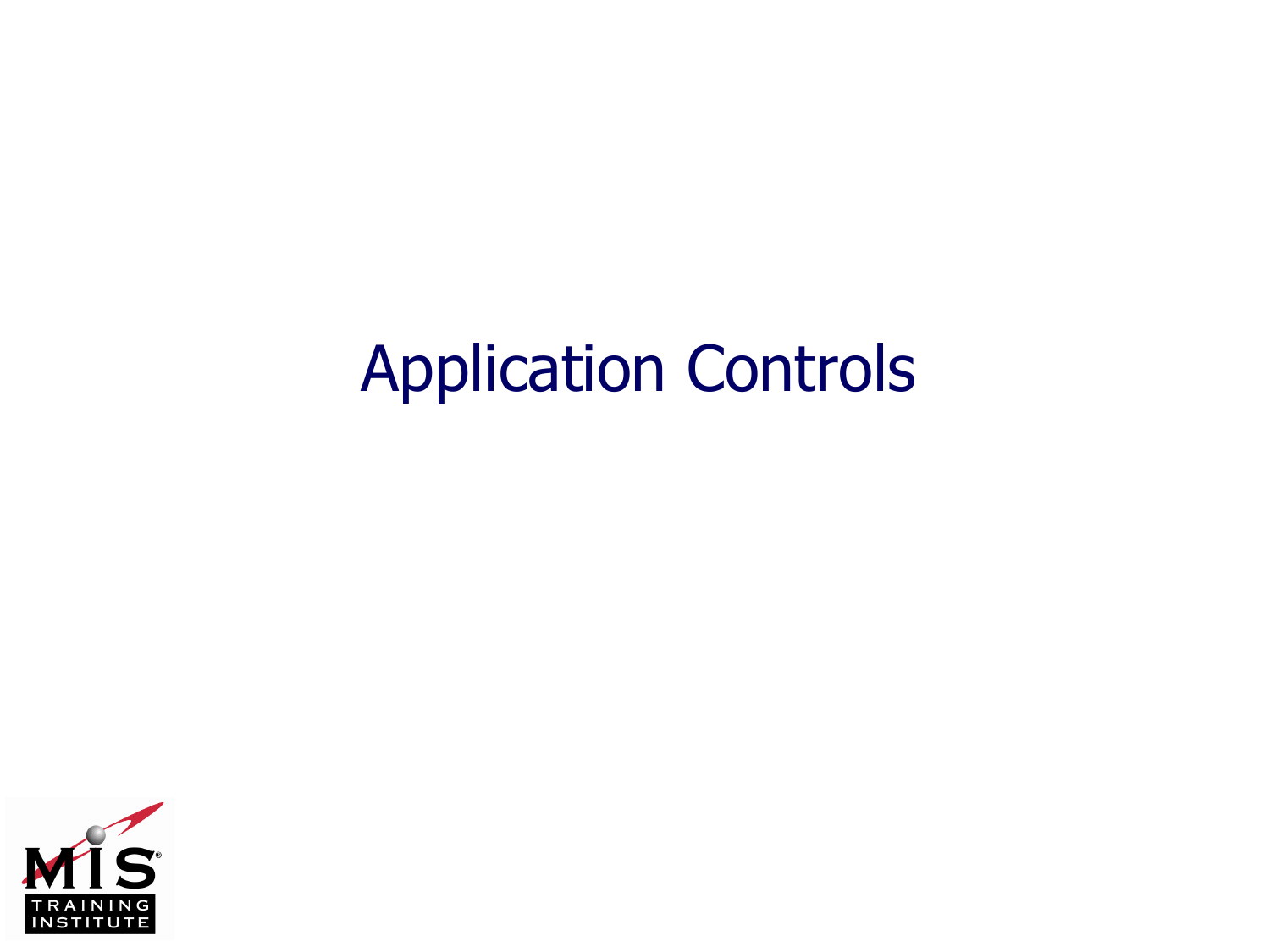# Application Controls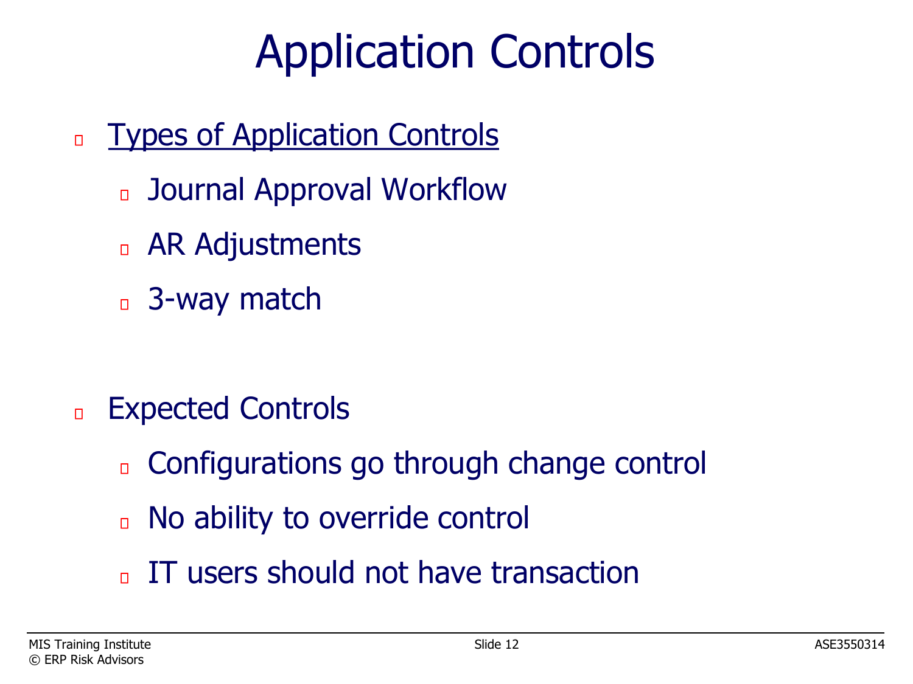# Application Controls

- <u>Types of Application Controls</u>
  - Journal Approval Workflow
  - AR Adjustments
  - 3-way match

- Expected Controls
  - Configurations go through change control
  - No ability to override control
  - IT users should not have transaction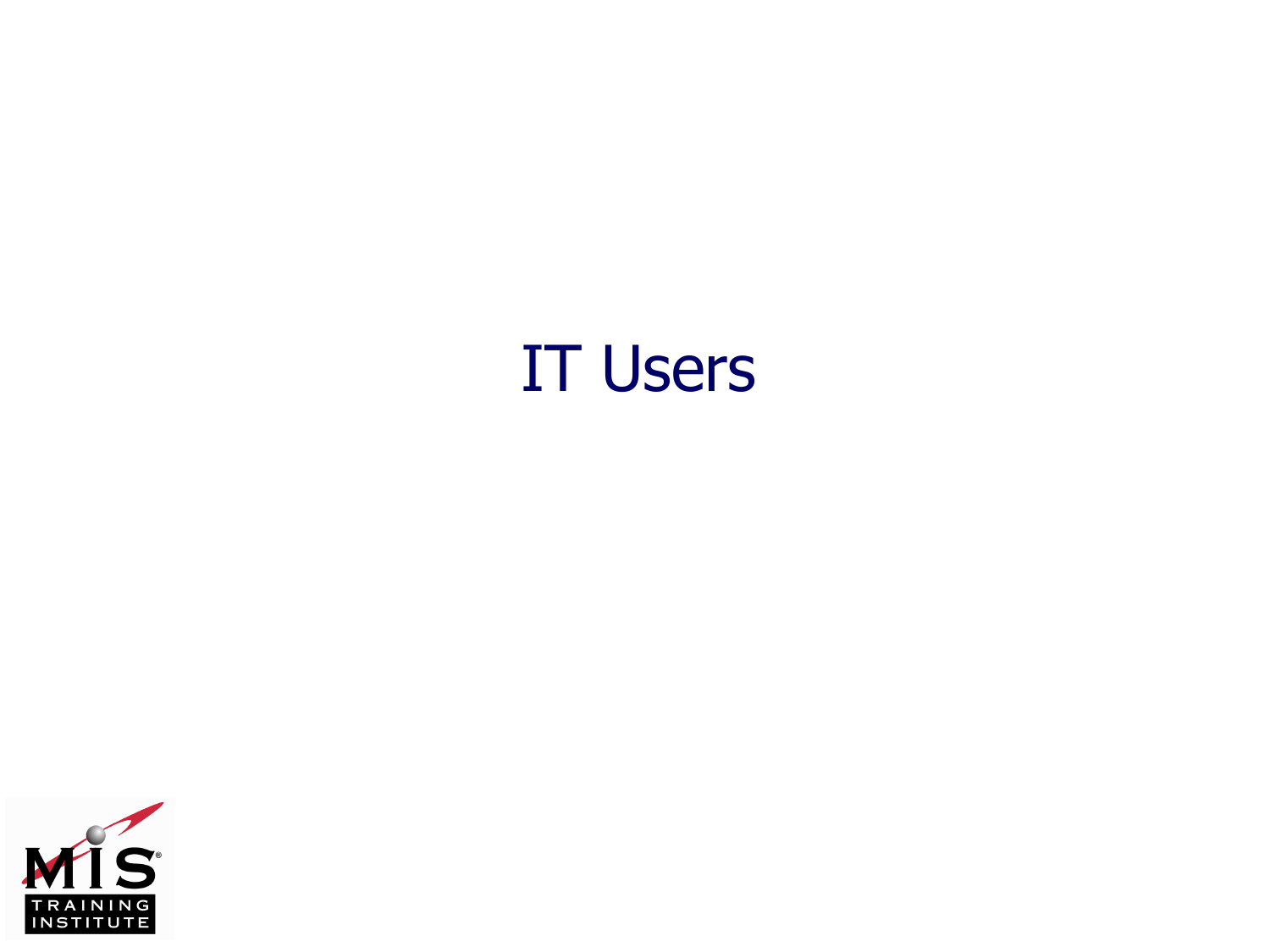# IT Users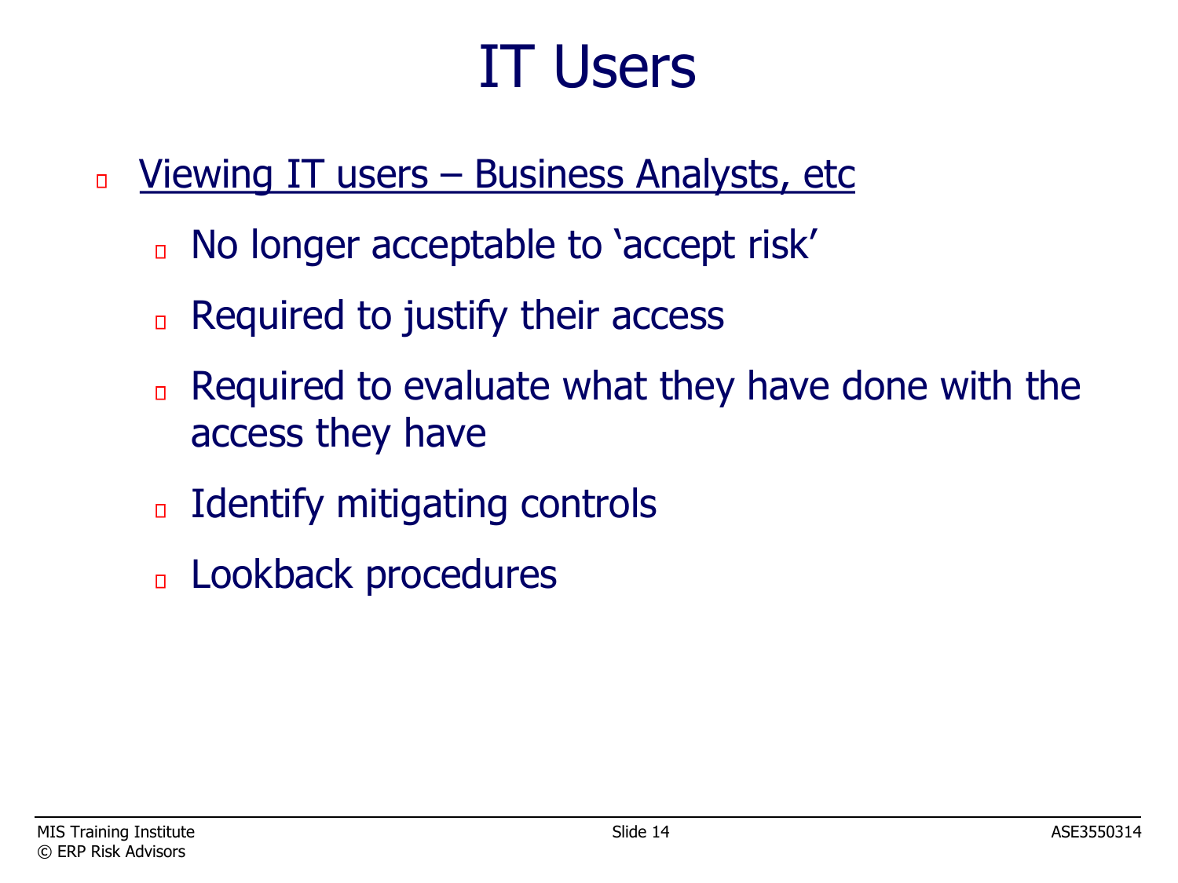# IT Users

- Viewing IT users – Business Analysts, etc
  - No longer acceptable to 'accept risk'
  - Required to justify their access
  - Required to evaluate what they have done with the access they have
  - Identify mitigating controls
  - Lookback procedures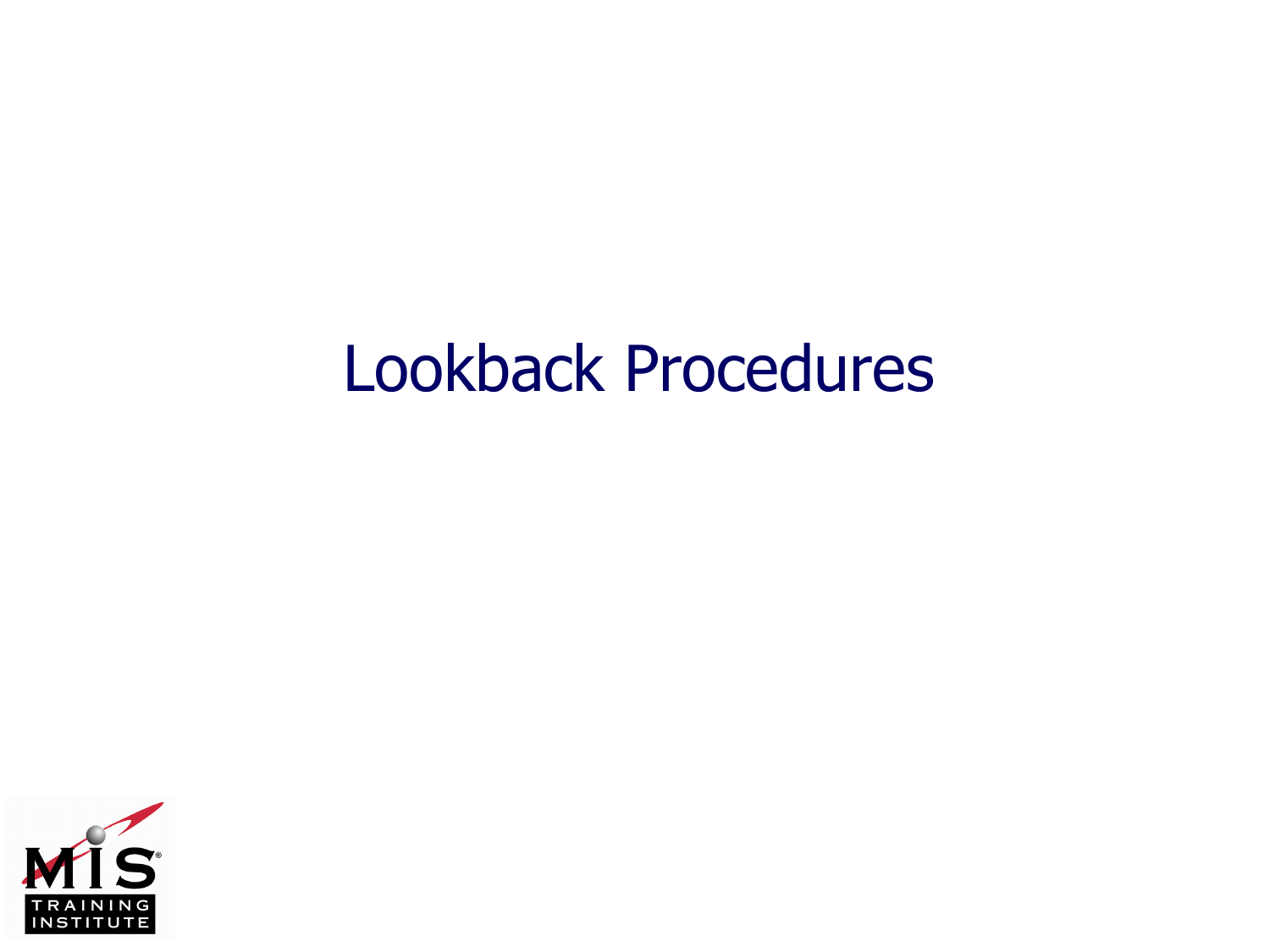# Lookback Procedures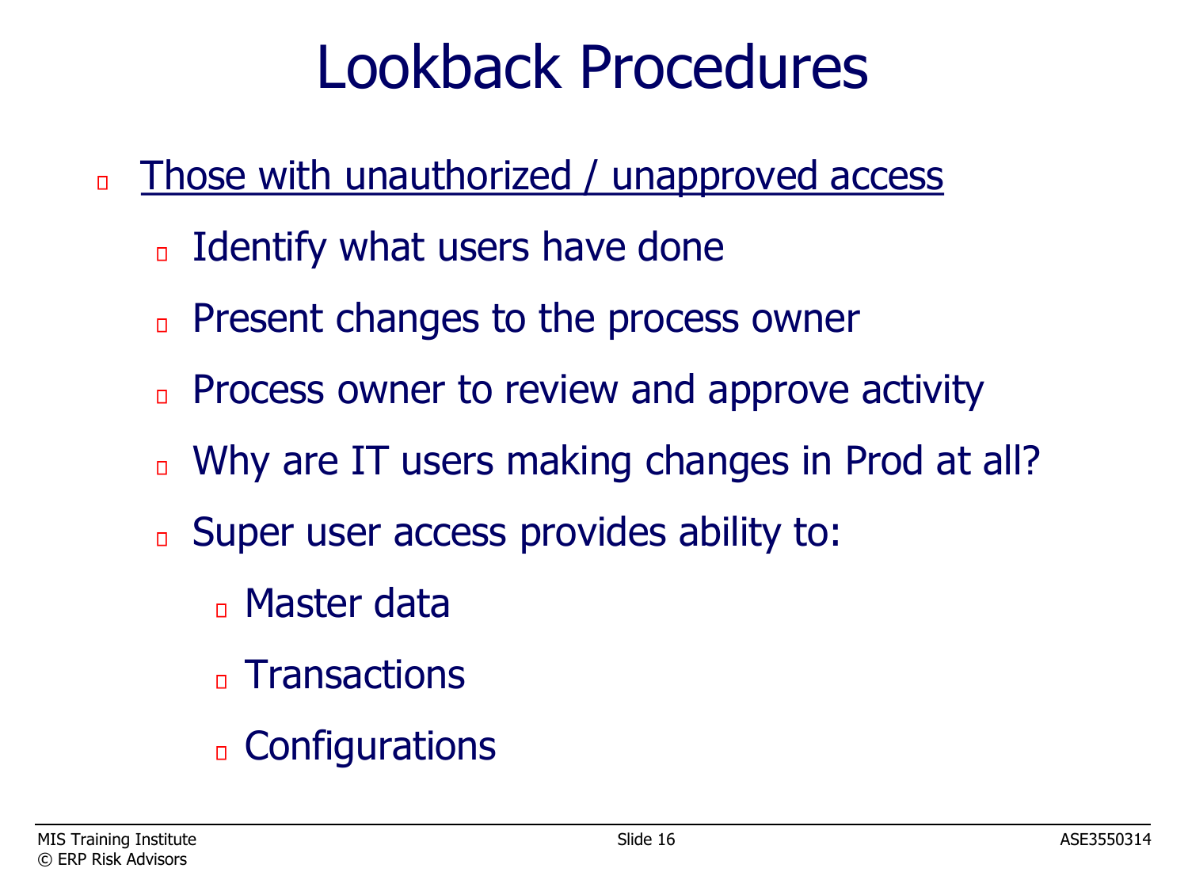# Lookback Procedures

- <u>Those with unauthorized / unapproved access</u>
  - Identify what users have done
  - Present changes to the process owner
  - Process owner to review and approve activity
  - Why are IT users making changes in Prod at all?
  - Super user access provides ability to:
    - Master data
    - Transactions
    - Configurations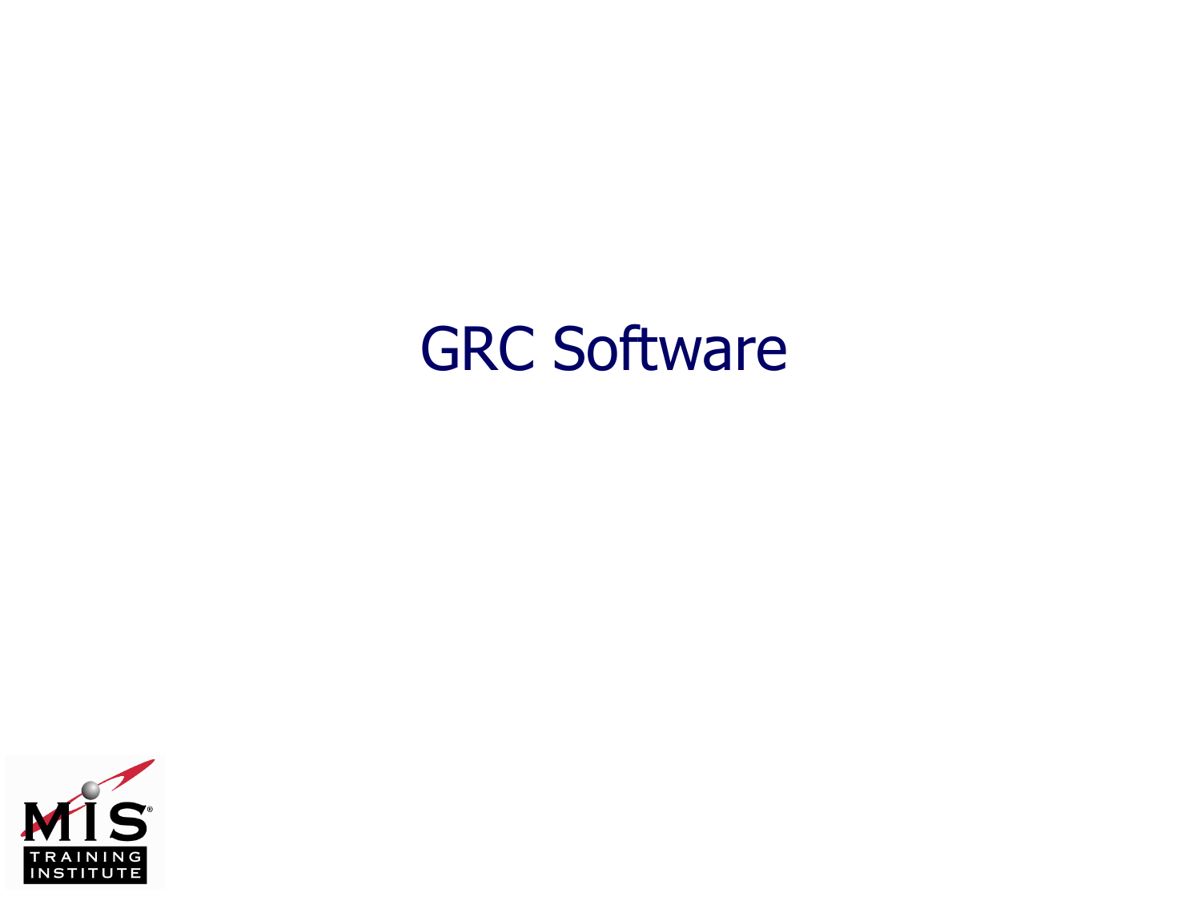# GRC Software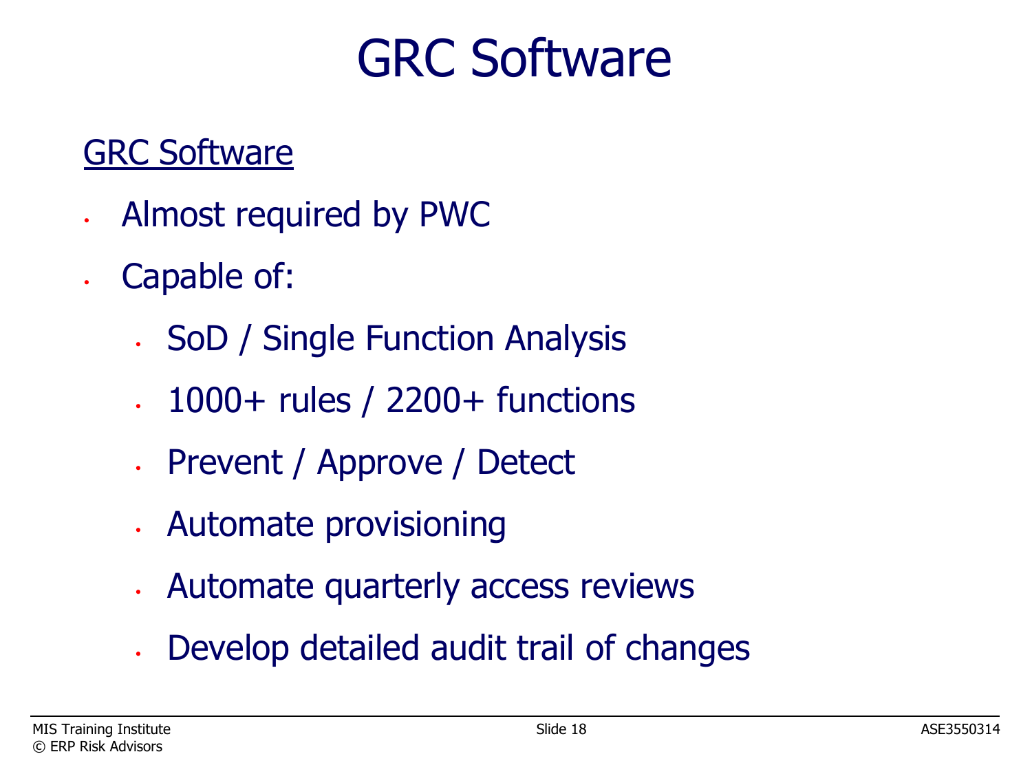# GRC Software

<u>GRC Software</u>

- Almost required by PWC
- Capable of:
  - SoD / Single Function Analysis
  - 1000+ rules / 2200+ functions
  - Prevent / Approve / Detect
  - Automate provisioning
  - Automate quarterly access reviews
  - Develop detailed audit trail of changes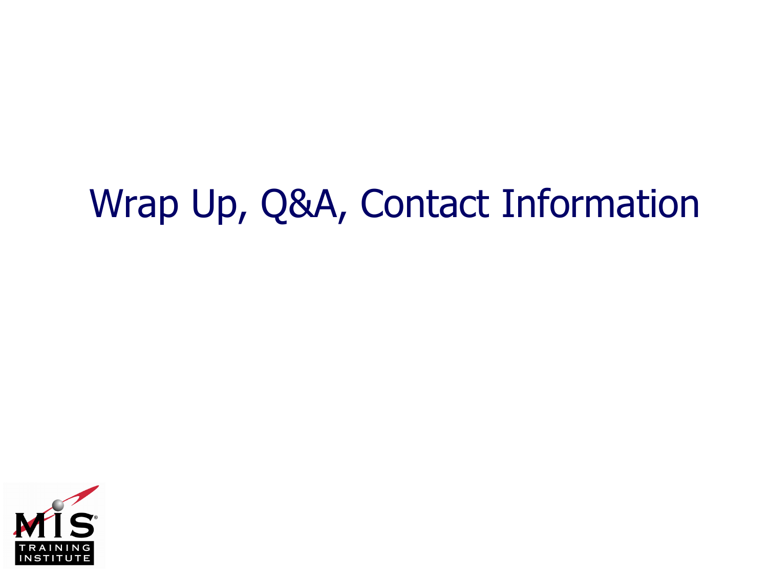# Wrap Up, Q&A, Contact Information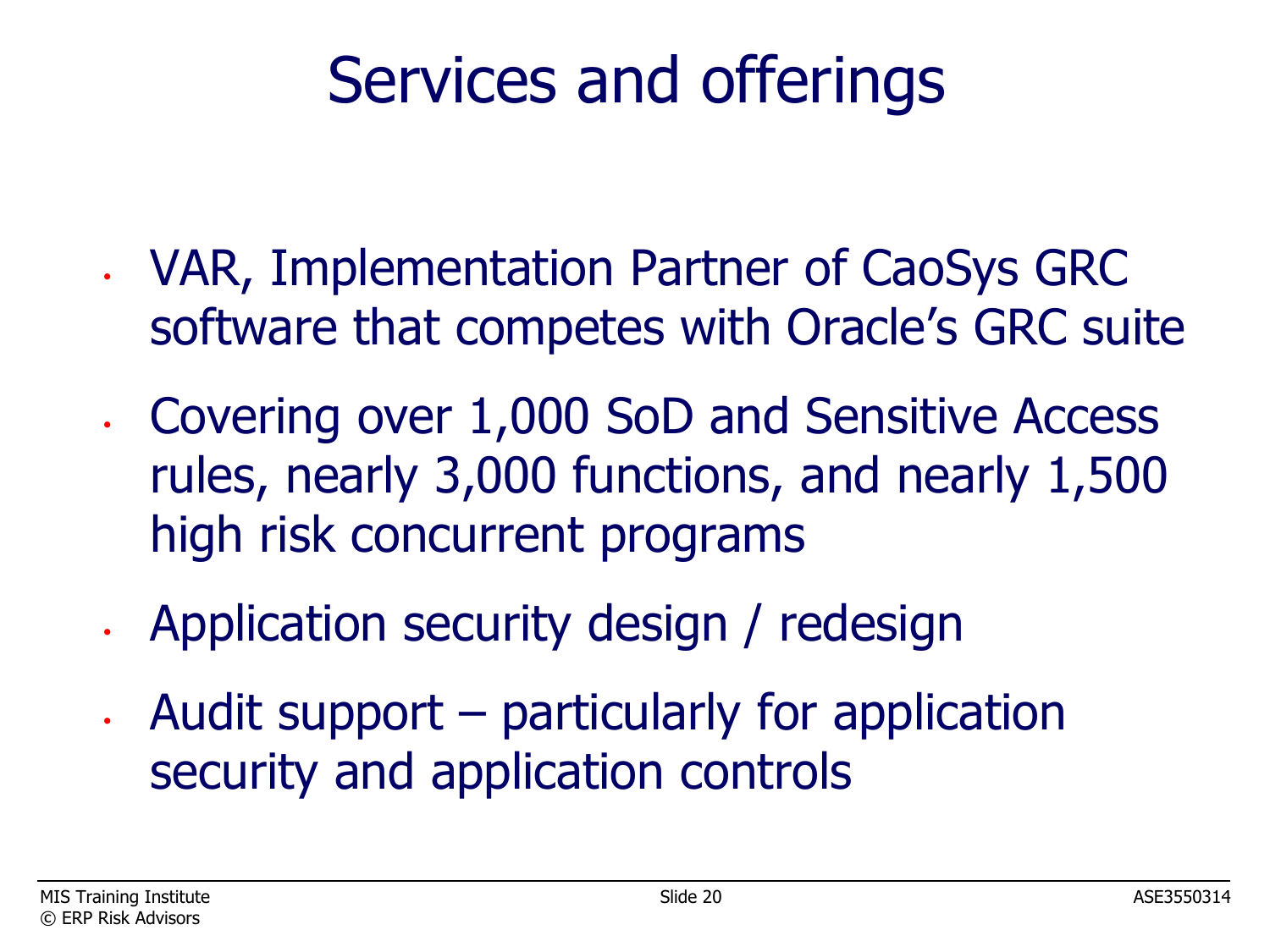# Services and offerings

- VAR, Implementation Partner of CaoSys GRC software that competes with Oracle's GRC suite
- Covering over 1,000 SoD and Sensitive Access rules, nearly 3,000 functions, and nearly 1,500 high risk concurrent programs
- Application security design / redesign
- Audit support – particularly for application security and application controls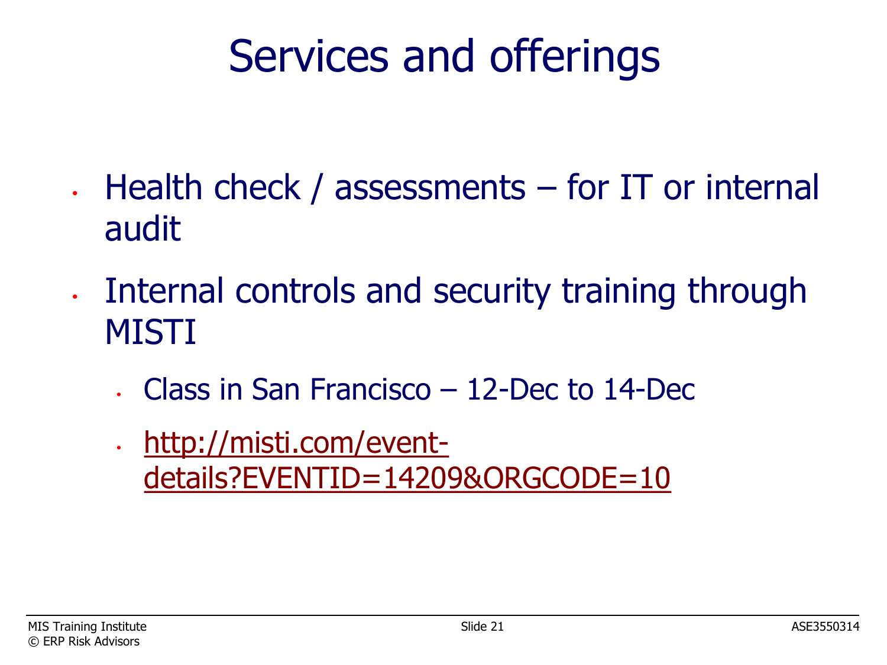# Services and offerings

- Health check / assessments – for IT or internal audit
- Internal controls and security training through MISTI
  - Class in San Francisco – 12-Dec to 14-Dec
  - http://misti.com/event-details?EVENTID=14209&ORGCODE=10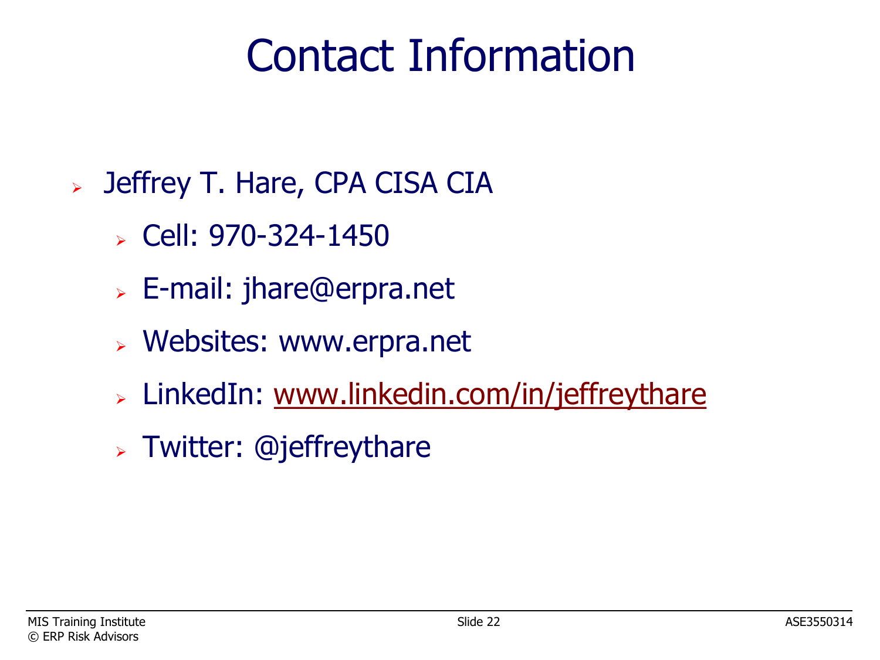# Contact Information

- Jeffrey T. Hare, CPA CISA CIA
  - Cell: 970-324-1450
  - E-mail: jhare@erpra.net
  - Websites: www.erpra.net
  - LinkedIn: www.linkedin.com/in/jeffreythare
  - Twitter: @jeffreythare